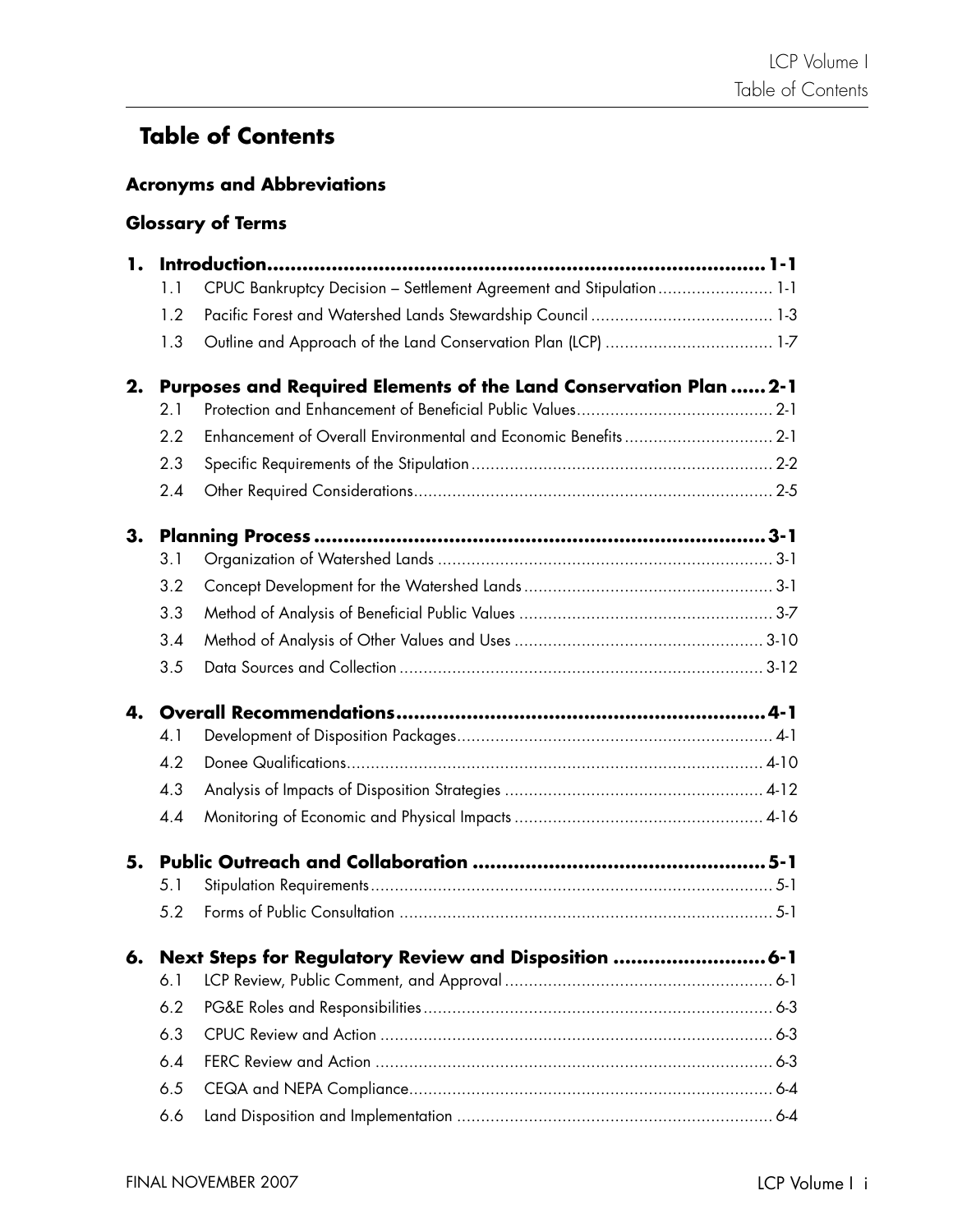# Table of Contents

**Acronyms and Abbreviations**

**Glossary of Terms**

**1. Introduction .......... 1-1**

- 1.1 CPUC Bankruptcy Decision – Settlement Agreement and Stipulation .......... 1-1
- 1.2 Pacific Forest and Watershed Lands Stewardship Council .......... 1-3
- 1.3 Outline and Approach of the Land Conservation Plan (LCP) .......... 1-7

**2. Purposes and Required Elements of the Land Conservation Plan .......... 2-1**

- 2.1 Protection and Enhancement of Beneficial Public Values .......... 2-1
- 2.2 Enhancement of Overall Environmental and Economic Benefits .......... 2-1
- 2.3 Specific Requirements of the Stipulation .......... 2-2
- 2.4 Other Required Considerations .......... 2-5

**3. Planning Process .......... 3-1**

- 3.1 Organization of Watershed Lands .......... 3-1
- 3.2 Concept Development for the Watershed Lands .......... 3-1
- 3.3 Method of Analysis of Beneficial Public Values .......... 3-7
- 3.4 Method of Analysis of Other Values and Uses .......... 3-10
- 3.5 Data Sources and Collection .......... 3-12

**4. Overall Recommendations .......... 4-1**

- 4.1 Development of Disposition Packages .......... 4-1
- 4.2 Donee Qualifications .......... 4-10
- 4.3 Analysis of Impacts of Disposition Strategies .......... 4-12
- 4.4 Monitoring of Economic and Physical Impacts .......... 4-16

**5. Public Outreach and Collaboration .......... 5-1**

- 5.1 Stipulation Requirements .......... 5-1
- 5.2 Forms of Public Consultation .......... 5-1

**6. Next Steps for Regulatory Review and Disposition .......... 6-1**

- 6.1 LCP Review, Public Comment, and Approval .......... 6-1
- 6.2 PG&E Roles and Responsibilities .......... 6-3
- 6.3 CPUC Review and Action .......... 6-3
- 6.4 FERC Review and Action .......... 6-3
- 6.5 CEQA and NEPA Compliance .......... 6-4
- 6.6 Land Disposition and Implementation .......... 6-4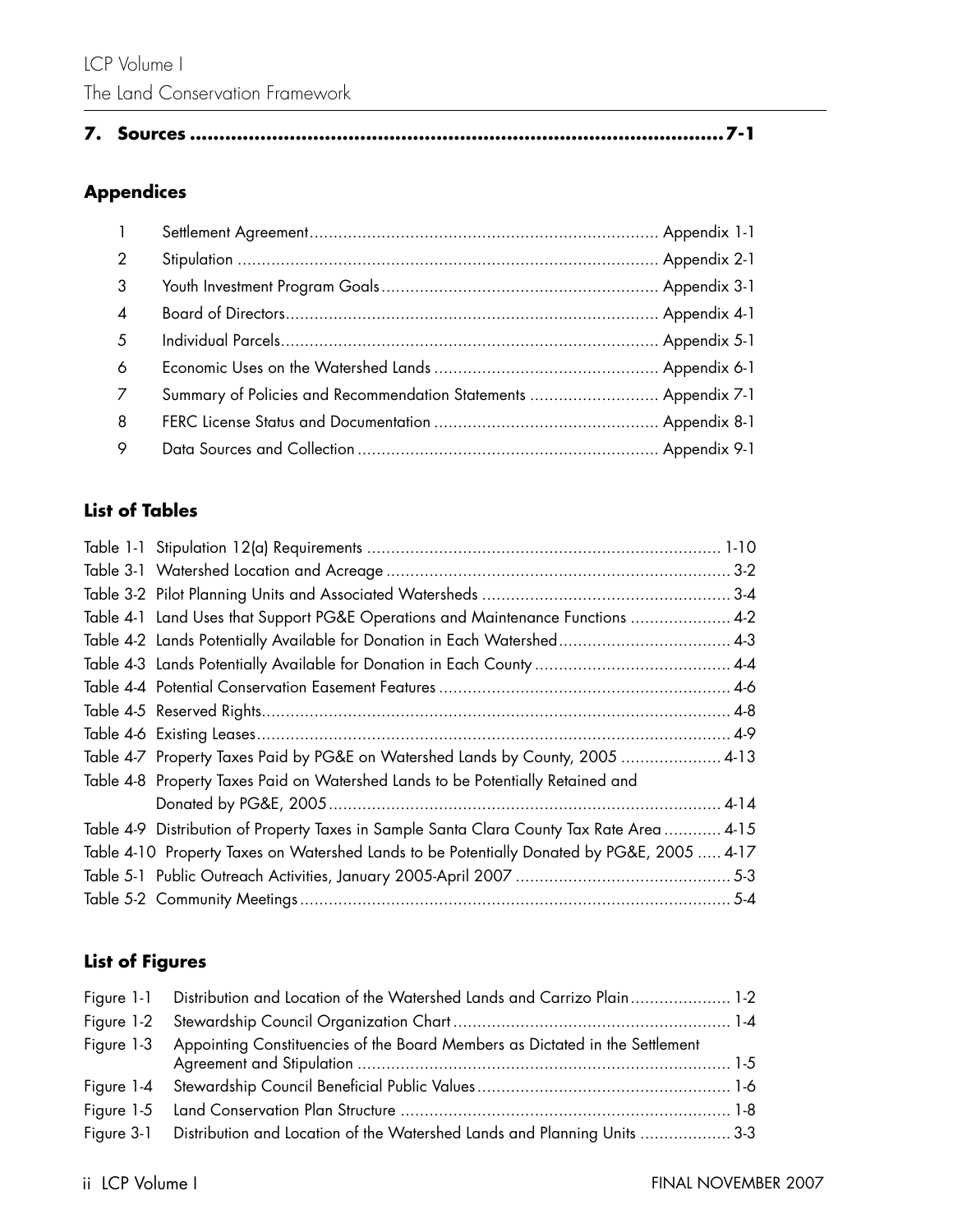**7. Sources ........................................................................................7-1**

## Appendices

| | | |
|---|---|---|
| 1 | Settlement Agreement | Appendix 1-1 |
| 2 | Stipulation | Appendix 2-1 |
| 3 | Youth Investment Program Goals | Appendix 3-1 |
| 4 | Board of Directors | Appendix 4-1 |
| 5 | Individual Parcels | Appendix 5-1 |
| 6 | Economic Uses on the Watershed Lands | Appendix 6-1 |
| 7 | Summary of Policies and Recommendation Statements | Appendix 7-1 |
| 8 | FERC License Status and Documentation | Appendix 8-1 |
| 9 | Data Sources and Collection | Appendix 9-1 |

## List of Tables

| | |
|---|---|
| Table 1-1 Stipulation 12(a) Requirements | 1-10 |
| Table 3-1 Watershed Location and Acreage | 3-2 |
| Table 3-2 Pilot Planning Units and Associated Watersheds | 3-4 |
| Table 4-1 Land Uses that Support PG&E Operations and Maintenance Functions | 4-2 |
| Table 4-2 Lands Potentially Available for Donation in Each Watershed | 4-3 |
| Table 4-3 Lands Potentially Available for Donation in Each County | 4-4 |
| Table 4-4 Potential Conservation Easement Features | 4-6 |
| Table 4-5 Reserved Rights | 4-8 |
| Table 4-6 Existing Leases | 4-9 |
| Table 4-7 Property Taxes Paid by PG&E on Watershed Lands by County, 2005 | 4-13 |
| Table 4-8 Property Taxes Paid on Watershed Lands to be Potentially Retained and Donated by PG&E, 2005 | 4-14 |
| Table 4-9 Distribution of Property Taxes in Sample Santa Clara County Tax Rate Area | 4-15 |
| Table 4-10 Property Taxes on Watershed Lands to be Potentially Donated by PG&E, 2005 | 4-17 |
| Table 5-1 Public Outreach Activities, January 2005-April 2007 | 5-3 |
| Table 5-2 Community Meetings | 5-4 |

## List of Figures

| | | |
|---|---|---|
| Figure 1-1 | Distribution and Location of the Watershed Lands and Carrizo Plain | 1-2 |
| Figure 1-2 | Stewardship Council Organization Chart | 1-4 |
| Figure 1-3 | Appointing Constituencies of the Board Members as Dictated in the Settlement Agreement and Stipulation | 1-5 |
| Figure 1-4 | Stewardship Council Beneficial Public Values | 1-6 |
| Figure 1-5 | Land Conservation Plan Structure | 1-8 |
| Figure 3-1 | Distribution and Location of the Watershed Lands and Planning Units | 3-3 |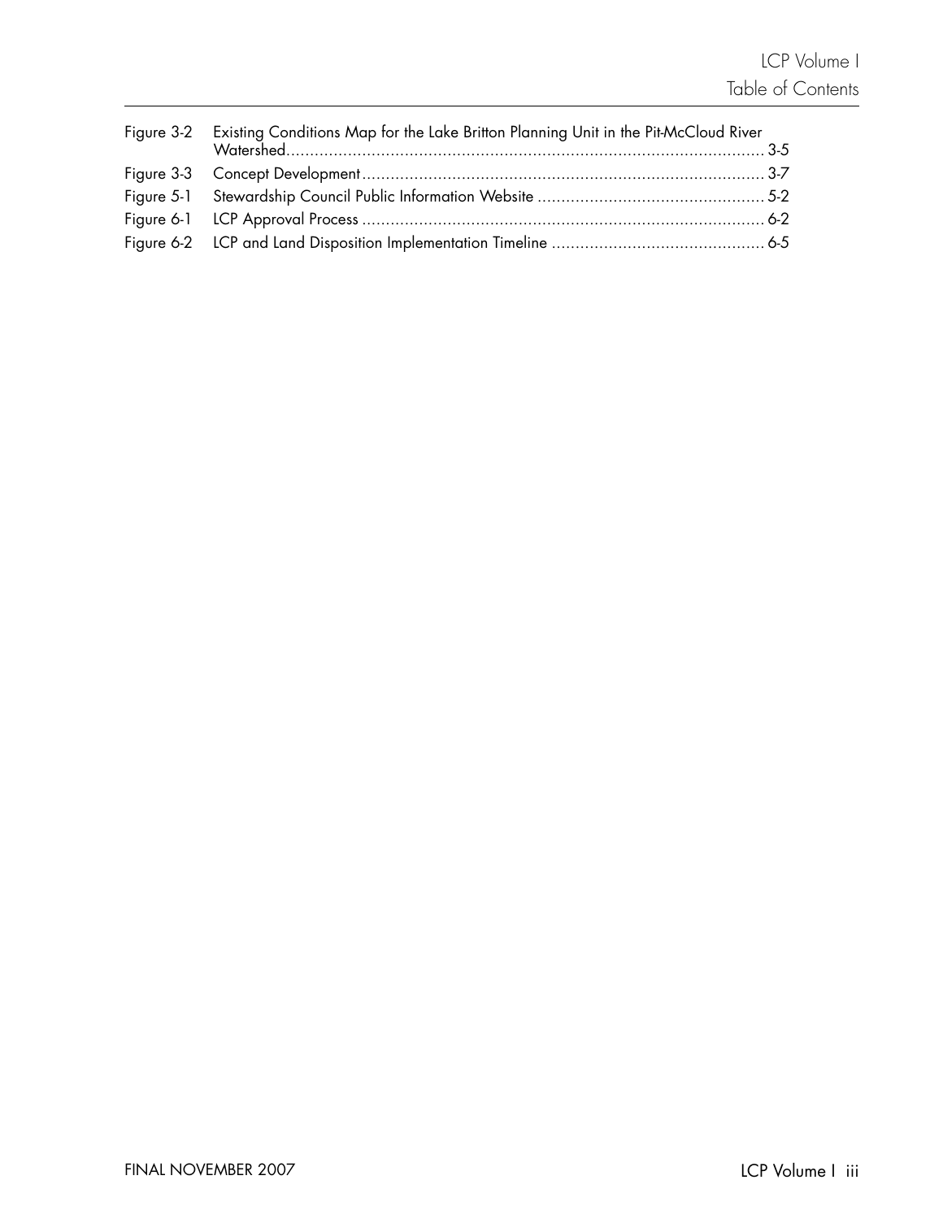Figure 3-2 Existing Conditions Map for the Lake Britton Planning Unit in the Pit-McCloud River Watershed ........ 3-5

Figure 3-3 Concept Development ........ 3-7

Figure 5-1 Stewardship Council Public Information Website ........ 5-2

Figure 6-1 LCP Approval Process ........ 6-2

Figure 6-2 LCP and Land Disposition Implementation Timeline ........ 6-5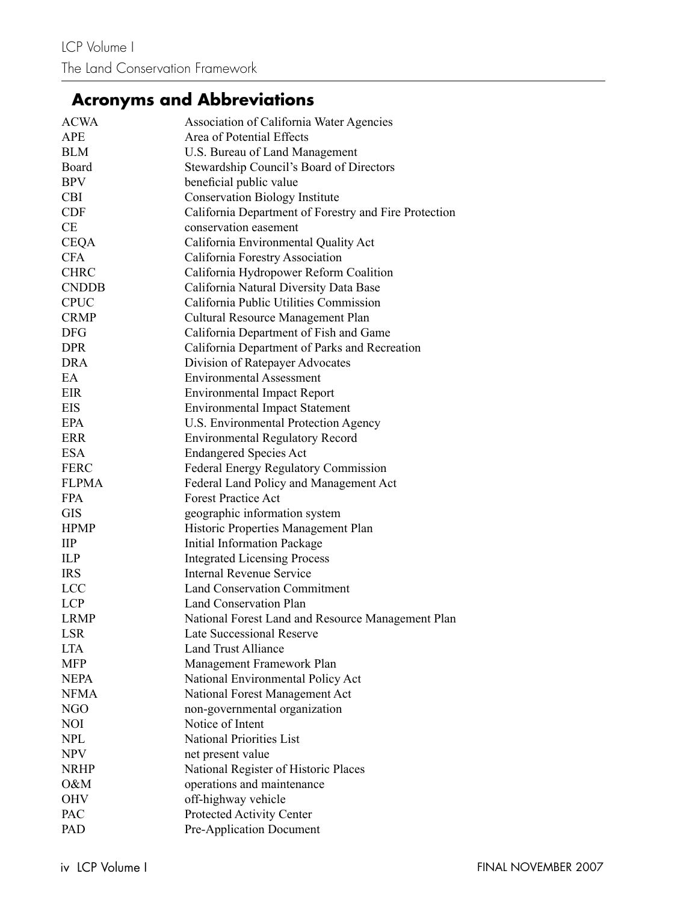## Acronyms and Abbreviations

| | |
|---|---|
| ACWA | Association of California Water Agencies |
| APE | Area of Potential Effects |
| BLM | U.S. Bureau of Land Management |
| Board | Stewardship Council's Board of Directors |
| BPV | beneficial public value |
| CBI | Conservation Biology Institute |
| CDF | California Department of Forestry and Fire Protection |
| CE | conservation easement |
| CEQA | California Environmental Quality Act |
| CFA | California Forestry Association |
| CHRC | California Hydropower Reform Coalition |
| CNDDB | California Natural Diversity Data Base |
| CPUC | California Public Utilities Commission |
| CRMP | Cultural Resource Management Plan |
| DFG | California Department of Fish and Game |
| DPR | California Department of Parks and Recreation |
| DRA | Division of Ratepayer Advocates |
| EA | Environmental Assessment |
| EIR | Environmental Impact Report |
| EIS | Environmental Impact Statement |
| EPA | U.S. Environmental Protection Agency |
| ERR | Environmental Regulatory Record |
| ESA | Endangered Species Act |
| FERC | Federal Energy Regulatory Commission |
| FLPMA | Federal Land Policy and Management Act |
| FPA | Forest Practice Act |
| GIS | geographic information system |
| HPMP | Historic Properties Management Plan |
| IIP | Initial Information Package |
| ILP | Integrated Licensing Process |
| IRS | Internal Revenue Service |
| LCC | Land Conservation Commitment |
| LCP | Land Conservation Plan |
| LRMP | National Forest Land and Resource Management Plan |
| LSR | Late Successional Reserve |
| LTA | Land Trust Alliance |
| MFP | Management Framework Plan |
| NEPA | National Environmental Policy Act |
| NFMA | National Forest Management Act |
| NGO | non-governmental organization |
| NOI | Notice of Intent |
| NPL | National Priorities List |
| NPV | net present value |
| NRHP | National Register of Historic Places |
| O&M | operations and maintenance |
| OHV | off-highway vehicle |
| PAC | Protected Activity Center |
| PAD | Pre-Application Document |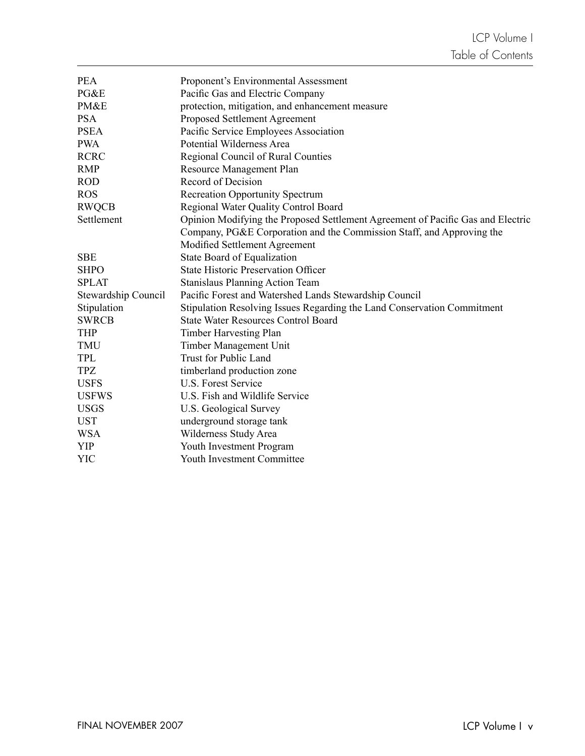| | |
|---|---|
| PEA | Proponent's Environmental Assessment |
| PG&E | Pacific Gas and Electric Company |
| PM&E | protection, mitigation, and enhancement measure |
| PSA | Proposed Settlement Agreement |
| PSEA | Pacific Service Employees Association |
| PWA | Potential Wilderness Area |
| RCRC | Regional Council of Rural Counties |
| RMP | Resource Management Plan |
| ROD | Record of Decision |
| ROS | Recreation Opportunity Spectrum |
| RWQCB | Regional Water Quality Control Board |
| Settlement | Opinion Modifying the Proposed Settlement Agreement of Pacific Gas and Electric Company, PG&E Corporation and the Commission Staff, and Approving the Modified Settlement Agreement |
| SBE | State Board of Equalization |
| SHPO | State Historic Preservation Officer |
| SPLAT | Stanislaus Planning Action Team |
| Stewardship Council | Pacific Forest and Watershed Lands Stewardship Council |
| Stipulation | Stipulation Resolving Issues Regarding the Land Conservation Commitment |
| SWRCB | State Water Resources Control Board |
| THP | Timber Harvesting Plan |
| TMU | Timber Management Unit |
| TPL | Trust for Public Land |
| TPZ | timberland production zone |
| USFS | U.S. Forest Service |
| USFWS | U.S. Fish and Wildlife Service |
| USGS | U.S. Geological Survey |
| UST | underground storage tank |
| WSA | Wilderness Study Area |
| YIP | Youth Investment Program |
| YIC | Youth Investment Committee |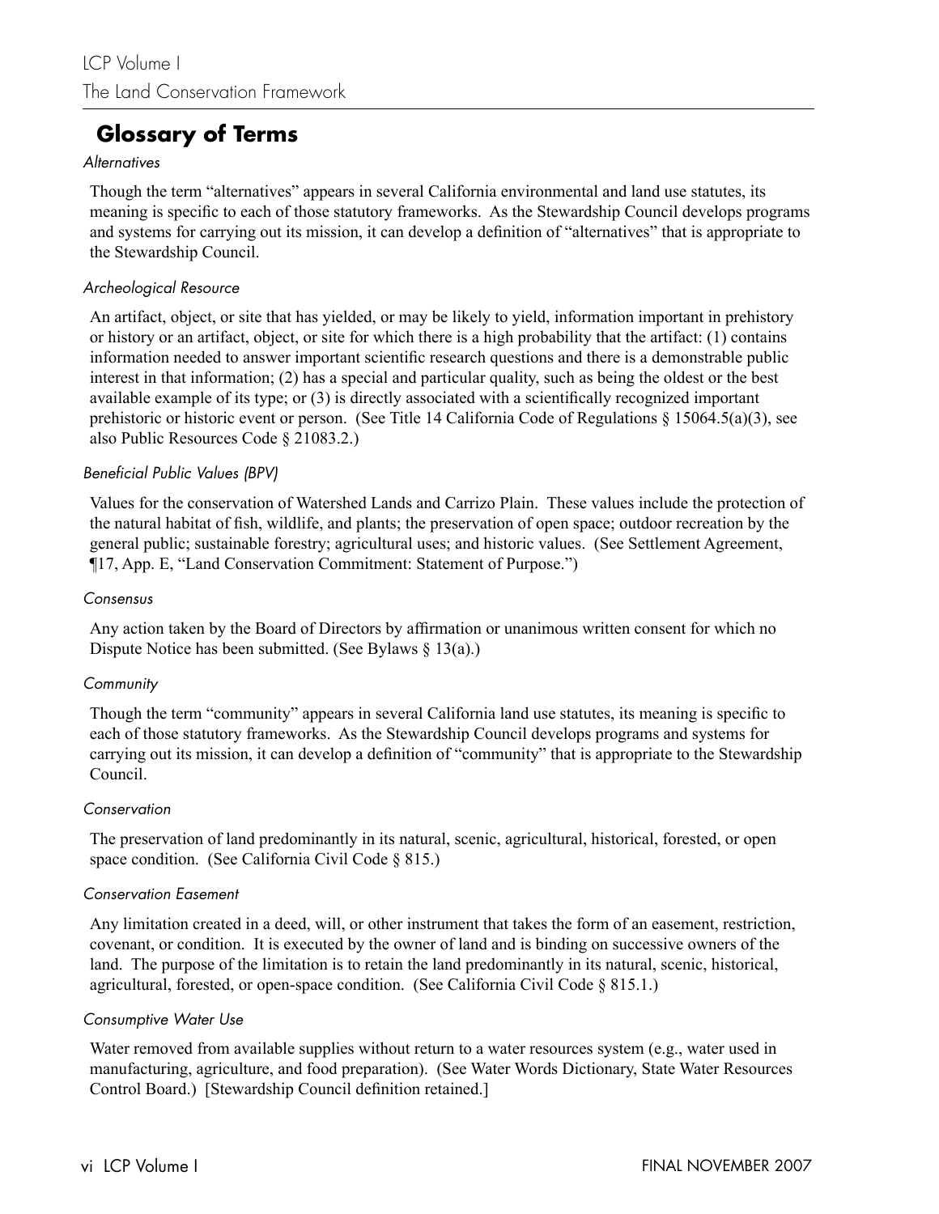## Glossary of Terms

*Alternatives*

Though the term "alternatives" appears in several California environmental and land use statutes, its meaning is specific to each of those statutory frameworks. As the Stewardship Council develops programs and systems for carrying out its mission, it can develop a definition of "alternatives" that is appropriate to the Stewardship Council.

*Archeological Resource*

An artifact, object, or site that has yielded, or may be likely to yield, information important in prehistory or history or an artifact, object, or site for which there is a high probability that the artifact: (1) contains information needed to answer important scientific research questions and there is a demonstrable public interest in that information; (2) has a special and particular quality, such as being the oldest or the best available example of its type; or (3) is directly associated with a scientifically recognized important prehistoric or historic event or person. (See Title 14 California Code of Regulations § 15064.5(a)(3), see also Public Resources Code § 21083.2.)

*Beneficial Public Values (BPV)*

Values for the conservation of Watershed Lands and Carrizo Plain. These values include the protection of the natural habitat of fish, wildlife, and plants; the preservation of open space; outdoor recreation by the general public; sustainable forestry; agricultural uses; and historic values. (See Settlement Agreement, ¶17, App. E, "Land Conservation Commitment: Statement of Purpose.")

*Consensus*

Any action taken by the Board of Directors by affirmation or unanimous written consent for which no Dispute Notice has been submitted. (See Bylaws § 13(a).)

*Community*

Though the term "community" appears in several California land use statutes, its meaning is specific to each of those statutory frameworks. As the Stewardship Council develops programs and systems for carrying out its mission, it can develop a definition of "community" that is appropriate to the Stewardship Council.

*Conservation*

The preservation of land predominantly in its natural, scenic, agricultural, historical, forested, or open space condition. (See California Civil Code § 815.)

*Conservation Easement*

Any limitation created in a deed, will, or other instrument that takes the form of an easement, restriction, covenant, or condition. It is executed by the owner of land and is binding on successive owners of the land. The purpose of the limitation is to retain the land predominantly in its natural, scenic, historical, agricultural, forested, or open-space condition. (See California Civil Code § 815.1.)

*Consumptive Water Use*

Water removed from available supplies without return to a water resources system (e.g., water used in manufacturing, agriculture, and food preparation). (See Water Words Dictionary, State Water Resources Control Board.) [Stewardship Council definition retained.]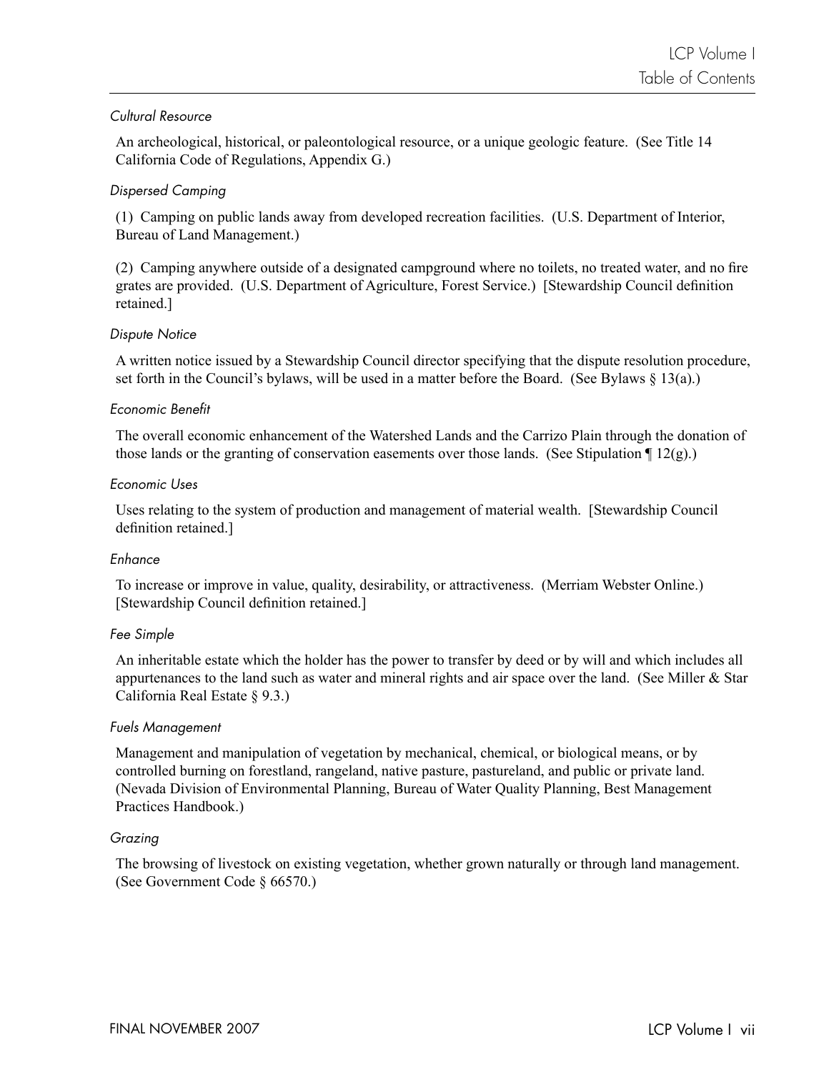*Cultural Resource*

An archeological, historical, or paleontological resource, or a unique geologic feature. (See Title 14 California Code of Regulations, Appendix G.)

*Dispersed Camping*

(1) Camping on public lands away from developed recreation facilities. (U.S. Department of Interior, Bureau of Land Management.)

(2) Camping anywhere outside of a designated campground where no toilets, no treated water, and no fire grates are provided. (U.S. Department of Agriculture, Forest Service.) [Stewardship Council definition retained.]

*Dispute Notice*

A written notice issued by a Stewardship Council director specifying that the dispute resolution procedure, set forth in the Council's bylaws, will be used in a matter before the Board. (See Bylaws § 13(a).)

*Economic Benefit*

The overall economic enhancement of the Watershed Lands and the Carrizo Plain through the donation of those lands or the granting of conservation easements over those lands. (See Stipulation ¶ 12(g).)

*Economic Uses*

Uses relating to the system of production and management of material wealth. [Stewardship Council definition retained.]

*Enhance*

To increase or improve in value, quality, desirability, or attractiveness. (Merriam Webster Online.) [Stewardship Council definition retained.]

*Fee Simple*

An inheritable estate which the holder has the power to transfer by deed or by will and which includes all appurtenances to the land such as water and mineral rights and air space over the land. (See Miller & Star California Real Estate § 9.3.)

*Fuels Management*

Management and manipulation of vegetation by mechanical, chemical, or biological means, or by controlled burning on forestland, rangeland, native pasture, pastureland, and public or private land. (Nevada Division of Environmental Planning, Bureau of Water Quality Planning, Best Management Practices Handbook.)

*Grazing*

The browsing of livestock on existing vegetation, whether grown naturally or through land management. (See Government Code § 66570.)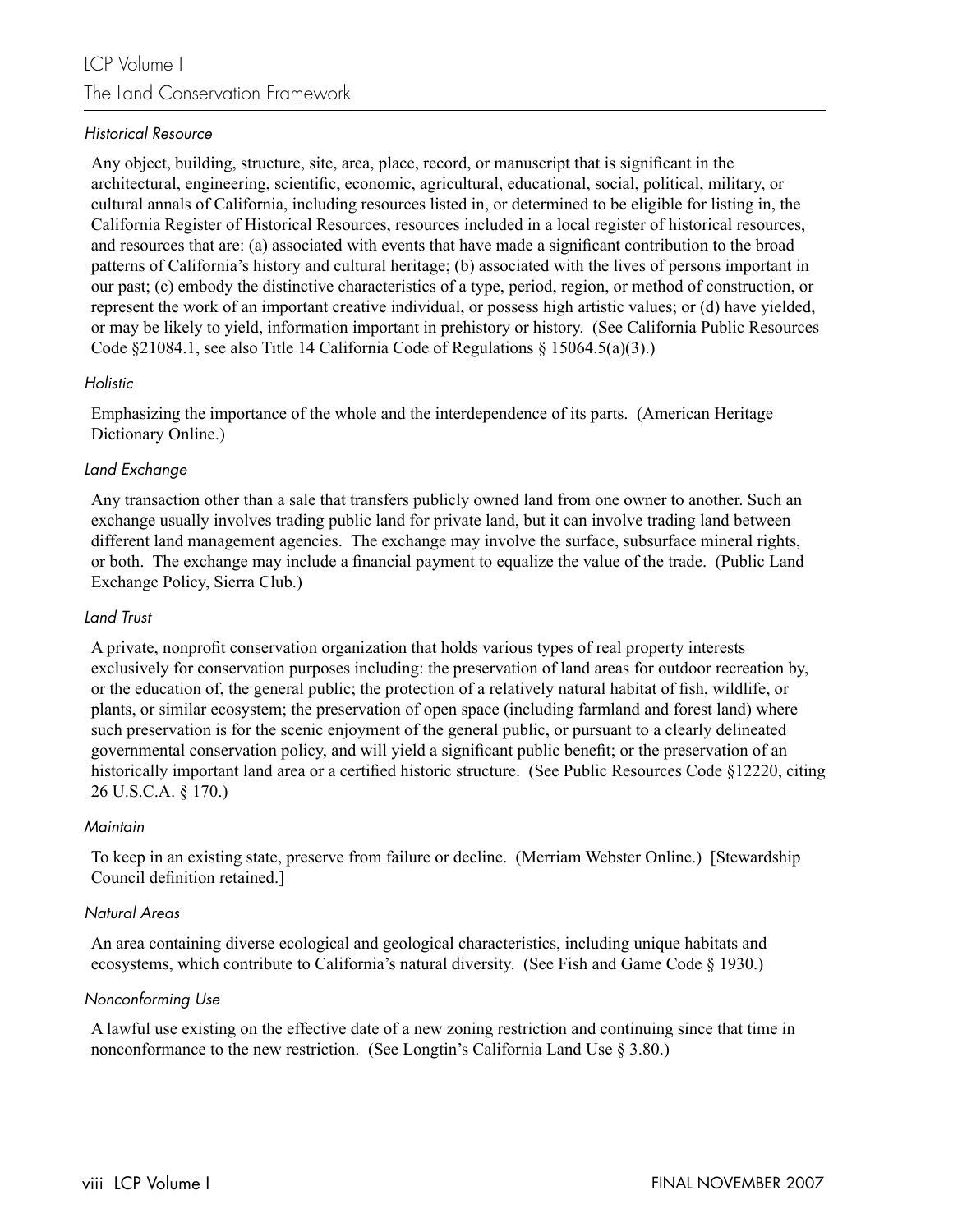*Historical Resource*

Any object, building, structure, site, area, place, record, or manuscript that is significant in the architectural, engineering, scientific, economic, agricultural, educational, social, political, military, or cultural annals of California, including resources listed in, or determined to be eligible for listing in, the California Register of Historical Resources, resources included in a local register of historical resources, and resources that are: (a) associated with events that have made a significant contribution to the broad patterns of California's history and cultural heritage; (b) associated with the lives of persons important in our past; (c) embody the distinctive characteristics of a type, period, region, or method of construction, or represent the work of an important creative individual, or possess high artistic values; or (d) have yielded, or may be likely to yield, information important in prehistory or history. (See California Public Resources Code §21084.1, see also Title 14 California Code of Regulations § 15064.5(a)(3).)

*Holistic*

Emphasizing the importance of the whole and the interdependence of its parts. (American Heritage Dictionary Online.)

*Land Exchange*

Any transaction other than a sale that transfers publicly owned land from one owner to another. Such an exchange usually involves trading public land for private land, but it can involve trading land between different land management agencies. The exchange may involve the surface, subsurface mineral rights, or both. The exchange may include a financial payment to equalize the value of the trade. (Public Land Exchange Policy, Sierra Club.)

*Land Trust*

A private, nonprofit conservation organization that holds various types of real property interests exclusively for conservation purposes including: the preservation of land areas for outdoor recreation by, or the education of, the general public; the protection of a relatively natural habitat of fish, wildlife, or plants, or similar ecosystem; the preservation of open space (including farmland and forest land) where such preservation is for the scenic enjoyment of the general public, or pursuant to a clearly delineated governmental conservation policy, and will yield a significant public benefit; or the preservation of an historically important land area or a certified historic structure. (See Public Resources Code §12220, citing 26 U.S.C.A. § 170.)

*Maintain*

To keep in an existing state, preserve from failure or decline. (Merriam Webster Online.) [Stewardship Council definition retained.]

*Natural Areas*

An area containing diverse ecological and geological characteristics, including unique habitats and ecosystems, which contribute to California's natural diversity. (See Fish and Game Code § 1930.)

*Nonconforming Use*

A lawful use existing on the effective date of a new zoning restriction and continuing since that time in nonconformance to the new restriction. (See Longtin's California Land Use § 3.80.)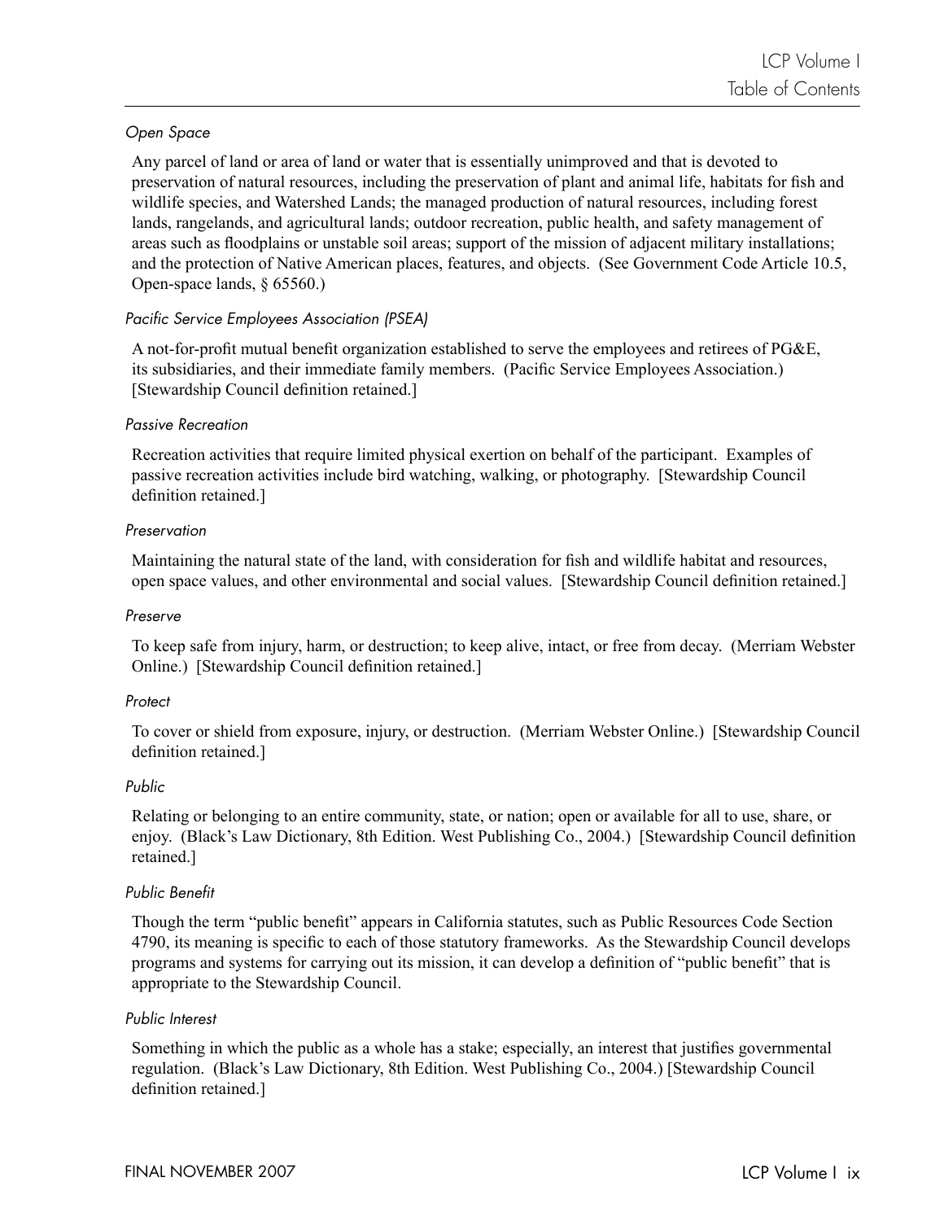*Open Space*

Any parcel of land or area of land or water that is essentially unimproved and that is devoted to preservation of natural resources, including the preservation of plant and animal life, habitats for fish and wildlife species, and Watershed Lands; the managed production of natural resources, including forest lands, rangelands, and agricultural lands; outdoor recreation, public health, and safety management of areas such as floodplains or unstable soil areas; support of the mission of adjacent military installations; and the protection of Native American places, features, and objects. (See Government Code Article 10.5, Open-space lands, § 65560.)

*Pacific Service Employees Association (PSEA)*

A not-for-profit mutual benefit organization established to serve the employees and retirees of PG&E, its subsidiaries, and their immediate family members. (Pacific Service Employees Association.) [Stewardship Council definition retained.]

*Passive Recreation*

Recreation activities that require limited physical exertion on behalf of the participant. Examples of passive recreation activities include bird watching, walking, or photography. [Stewardship Council definition retained.]

*Preservation*

Maintaining the natural state of the land, with consideration for fish and wildlife habitat and resources, open space values, and other environmental and social values. [Stewardship Council definition retained.]

*Preserve*

To keep safe from injury, harm, or destruction; to keep alive, intact, or free from decay. (Merriam Webster Online.) [Stewardship Council definition retained.]

*Protect*

To cover or shield from exposure, injury, or destruction. (Merriam Webster Online.) [Stewardship Council definition retained.]

*Public*

Relating or belonging to an entire community, state, or nation; open or available for all to use, share, or enjoy. (Black's Law Dictionary, 8th Edition. West Publishing Co., 2004.) [Stewardship Council definition retained.]

*Public Benefit*

Though the term "public benefit" appears in California statutes, such as Public Resources Code Section 4790, its meaning is specific to each of those statutory frameworks. As the Stewardship Council develops programs and systems for carrying out its mission, it can develop a definition of "public benefit" that is appropriate to the Stewardship Council.

*Public Interest*

Something in which the public as a whole has a stake; especially, an interest that justifies governmental regulation. (Black's Law Dictionary, 8th Edition. West Publishing Co., 2004.) [Stewardship Council definition retained.]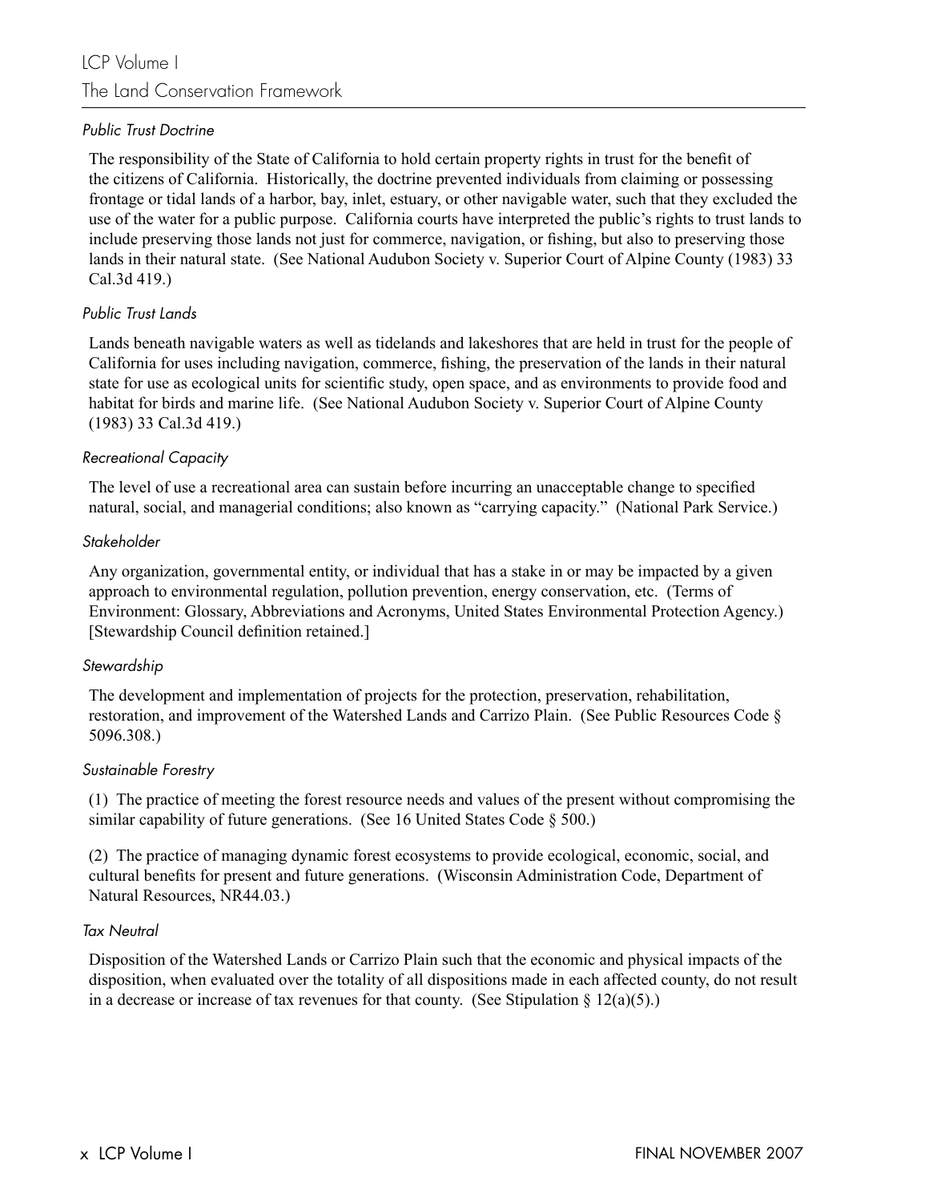*Public Trust Doctrine*

The responsibility of the State of California to hold certain property rights in trust for the benefit of the citizens of California. Historically, the doctrine prevented individuals from claiming or possessing frontage or tidal lands of a harbor, bay, inlet, estuary, or other navigable water, such that they excluded the use of the water for a public purpose. California courts have interpreted the public's rights to trust lands to include preserving those lands not just for commerce, navigation, or fishing, but also to preserving those lands in their natural state. (See National Audubon Society v. Superior Court of Alpine County (1983) 33 Cal.3d 419.)

*Public Trust Lands*

Lands beneath navigable waters as well as tidelands and lakeshores that are held in trust for the people of California for uses including navigation, commerce, fishing, the preservation of the lands in their natural state for use as ecological units for scientific study, open space, and as environments to provide food and habitat for birds and marine life. (See National Audubon Society v. Superior Court of Alpine County (1983) 33 Cal.3d 419.)

*Recreational Capacity*

The level of use a recreational area can sustain before incurring an unacceptable change to specified natural, social, and managerial conditions; also known as "carrying capacity." (National Park Service.)

*Stakeholder*

Any organization, governmental entity, or individual that has a stake in or may be impacted by a given approach to environmental regulation, pollution prevention, energy conservation, etc. (Terms of Environment: Glossary, Abbreviations and Acronyms, United States Environmental Protection Agency.) [Stewardship Council definition retained.]

*Stewardship*

The development and implementation of projects for the protection, preservation, rehabilitation, restoration, and improvement of the Watershed Lands and Carrizo Plain. (See Public Resources Code § 5096.308.)

*Sustainable Forestry*

(1) The practice of meeting the forest resource needs and values of the present without compromising the similar capability of future generations. (See 16 United States Code § 500.)

(2) The practice of managing dynamic forest ecosystems to provide ecological, economic, social, and cultural benefits for present and future generations. (Wisconsin Administration Code, Department of Natural Resources, NR44.03.)

*Tax Neutral*

Disposition of the Watershed Lands or Carrizo Plain such that the economic and physical impacts of the disposition, when evaluated over the totality of all dispositions made in each affected county, do not result in a decrease or increase of tax revenues for that county. (See Stipulation § 12(a)(5).)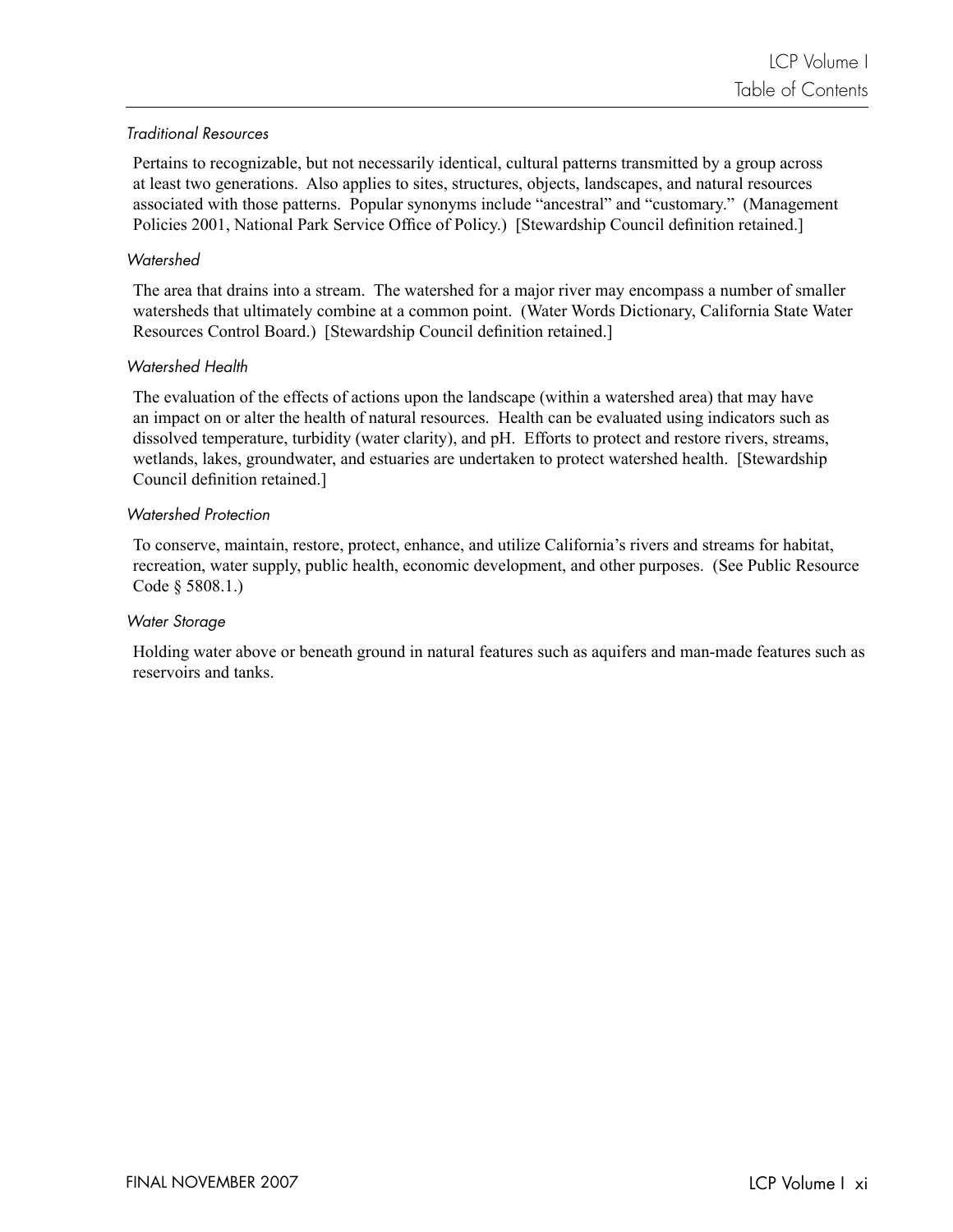*Traditional Resources*

Pertains to recognizable, but not necessarily identical, cultural patterns transmitted by a group across at least two generations. Also applies to sites, structures, objects, landscapes, and natural resources associated with those patterns. Popular synonyms include "ancestral" and "customary." (Management Policies 2001, National Park Service Office of Policy.) [Stewardship Council definition retained.]

*Watershed*

The area that drains into a stream. The watershed for a major river may encompass a number of smaller watersheds that ultimately combine at a common point. (Water Words Dictionary, California State Water Resources Control Board.) [Stewardship Council definition retained.]

*Watershed Health*

The evaluation of the effects of actions upon the landscape (within a watershed area) that may have an impact on or alter the health of natural resources. Health can be evaluated using indicators such as dissolved temperature, turbidity (water clarity), and pH. Efforts to protect and restore rivers, streams, wetlands, lakes, groundwater, and estuaries are undertaken to protect watershed health. [Stewardship Council definition retained.]

*Watershed Protection*

To conserve, maintain, restore, protect, enhance, and utilize California's rivers and streams for habitat, recreation, water supply, public health, economic development, and other purposes. (See Public Resource Code § 5808.1.)

*Water Storage*

Holding water above or beneath ground in natural features such as aquifers and man-made features such as reservoirs and tanks.